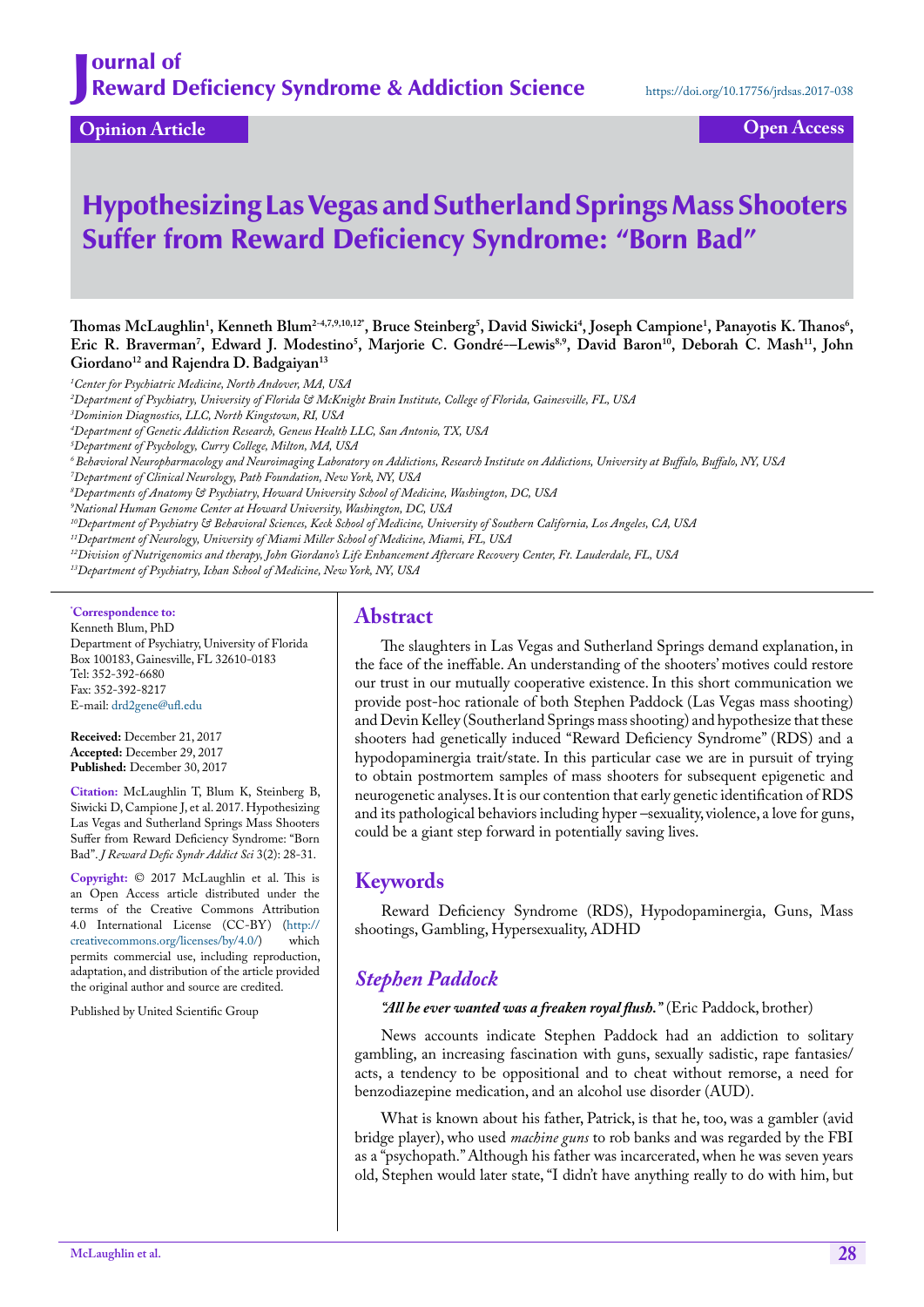Journal of Reward Deficiency Syndrome & Addiction Science

https://doi.org/10.17756/jrdsas.2017-038

Opinion Article

Open Access

# Hypothesizing Las Vegas and Sutherland Springs Mass Shooters Suffer from Reward Deficiency Syndrome: "Born Bad"

**Thomas McLaughlin[1], Kenneth Blum[2-4,7,9,10,12*], Bruce Steinberg[5], David Siwicki[4], Joseph Campione[1], Panayotis K. Thanos[6], Eric R. Braverman[7], Edward J. Modestino[5], Marjorie C. Gondré-–Lewis[8,9], David Baron[10], Deborah C. Mash[11], John Giordano[12] and Rajendra D. Badgaiyan[13]**

*[1]Center for Psychiatric Medicine, North Andover, MA, USA*
*[2]Department of Psychiatry, University of Florida & McKnight Brain Institute, College of Florida, Gainesville, FL, USA*
*[3]Dominion Diagnostics, LLC, North Kingstown, RI, USA*
*[4]Department of Genetic Addiction Research, Geneus Health LLC, San Antonio, TX, USA*
*[5]Department of Psychology, Curry College, Milton, MA, USA*
*[6]Behavioral Neuropharmacology and Neuroimaging Laboratory on Addictions, Research Institute on Addictions, University at Buffalo, Buffalo, NY, USA*
*[7]Department of Clinical Neurology, Path Foundation, New York, NY, USA*
*[8]Departments of Anatomy & Psychiatry, Howard University School of Medicine, Washington, DC, USA*
*[9]National Human Genome Center at Howard University, Washington, DC, USA*
*[10]Department of Psychiatry & Behavioral Sciences, Keck School of Medicine, University of Southern California, Los Angeles, CA, USA*
*[11]Department of Neurology, University of Miami Miller School of Medicine, Miami, FL, USA*
*[12]Division of Nutrigenomics and therapy, John Giordano's Life Enhancement Aftercare Recovery Center, Ft. Lauderdale, FL, USA*
*[13]Department of Psychiatry, Ichan School of Medicine, New York, NY, USA*

**\*Correspondence to:**
Kenneth Blum, PhD
Department of Psychiatry, University of Florida
Box 100183, Gainesville, FL 32610-0183
Tel: 352-392-6680
Fax: 352-392-8217
E-mail: drd2gene@ufl.edu

**Received:** December 21, 2017
**Accepted:** December 29, 2017
**Published:** December 30, 2017

**Citation:** McLaughlin T, Blum K, Steinberg B, Siwicki D, Campione J, et al. 2017. Hypothesizing Las Vegas and Sutherland Springs Mass Shooters Suffer from Reward Deficiency Syndrome: "Born Bad". *J Reward Defic Syndr Addict Sci* 3(2): 28-31.

**Copyright:** © 2017 McLaughlin et al. This is an Open Access article distributed under the terms of the Creative Commons Attribution 4.0 International License (CC-BY) (http://creativecommons.org/licenses/by/4.0/) which permits commercial use, including reproduction, adaptation, and distribution of the article provided the original author and source are credited.

Published by United Scientific Group

## Abstract

The slaughters in Las Vegas and Sutherland Springs demand explanation, in the face of the ineffable. An understanding of the shooters' motives could restore our trust in our mutually cooperative existence. In this short communication we provide post-hoc rationale of both Stephen Paddock (Las Vegas mass shooting) and Devin Kelley (Southerland Springs mass shooting) and hypothesize that these shooters had genetically induced "Reward Deficiency Syndrome" (RDS) and a hypodopaminergia trait/state. In this particular case we are in pursuit of trying to obtain postmortem samples of mass shooters for subsequent epigenetic and neurogenetic analyses. It is our contention that early genetic identification of RDS and its pathological behaviors including hyper –sexuality, violence, a love for guns, could be a giant step forward in potentially saving lives.

## Keywords

Reward Deficiency Syndrome (RDS), Hypodopaminergia, Guns, Mass shootings, Gambling, Hypersexuality, ADHD

## *Stephen Paddock*

***"All he ever wanted was a freaken royal flush."*** (Eric Paddock, brother)

News accounts indicate Stephen Paddock had an addiction to solitary gambling, an increasing fascination with guns, sexually sadistic, rape fantasies/acts, a tendency to be oppositional and to cheat without remorse, a need for benzodiazepine medication, and an alcohol use disorder (AUD).

What is known about his father, Patrick, is that he, too, was a gambler (avid bridge player), who used *machine guns* to rob banks and was regarded by the FBI as a "psychopath." Although his father was incarcerated, when he was seven years old, Stephen would later state, "I didn't have anything really to do with him, but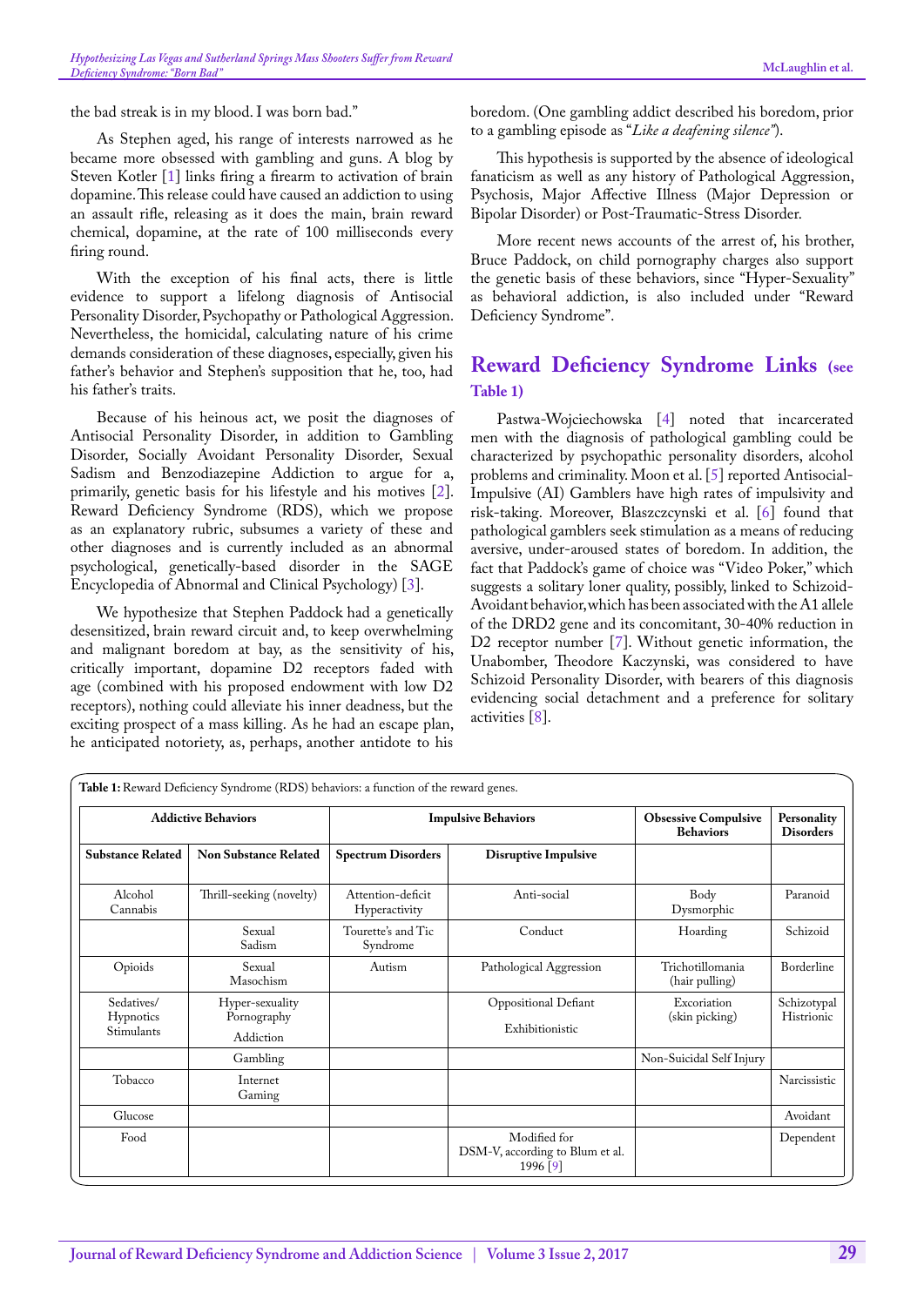the bad streak is in my blood. I was born bad."

As Stephen aged, his range of interests narrowed as he became more obsessed with gambling and guns. A blog by Steven Kotler [1] links firing a firearm to activation of brain dopamine. This release could have caused an addiction to using an assault rifle, releasing as it does the main, brain reward chemical, dopamine, at the rate of 100 milliseconds every firing round.

With the exception of his final acts, there is little evidence to support a lifelong diagnosis of Antisocial Personality Disorder, Psychopathy or Pathological Aggression. Nevertheless, the homicidal, calculating nature of his crime demands consideration of these diagnoses, especially, given his father's behavior and Stephen's supposition that he, too, had his father's traits.

Because of his heinous act, we posit the diagnoses of Antisocial Personality Disorder, in addition to Gambling Disorder, Socially Avoidant Personality Disorder, Sexual Sadism and Benzodiazepine Addiction to argue for a, primarily, genetic basis for his lifestyle and his motives [2]. Reward Deficiency Syndrome (RDS), which we propose as an explanatory rubric, subsumes a variety of these and other diagnoses and is currently included as an abnormal psychological, genetically-based disorder in the SAGE Encyclopedia of Abnormal and Clinical Psychology) [3].

We hypothesize that Stephen Paddock had a genetically desensitized, brain reward circuit and, to keep overwhelming and malignant boredom at bay, as the sensitivity of his, critically important, dopamine D2 receptors faded with age (combined with his proposed endowment with low D2 receptors), nothing could alleviate his inner deadness, but the exciting prospect of a mass killing. As he had an escape plan, he anticipated notoriety, as, perhaps, another antidote to his boredom. (One gambling addict described his boredom, prior to a gambling episode as "*Like a deafening silence*").

This hypothesis is supported by the absence of ideological fanaticism as well as any history of Pathological Aggression, Psychosis, Major Affective Illness (Major Depression or Bipolar Disorder) or Post-Traumatic-Stress Disorder.

More recent news accounts of the arrest of, his brother, Bruce Paddock, on child pornography charges also support the genetic basis of these behaviors, since "Hyper-Sexuality" as behavioral addiction, is also included under "Reward Deficiency Syndrome".

## Reward Deficiency Syndrome Links (see Table 1)

Pastwa-Wojciechowska [4] noted that incarcerated men with the diagnosis of pathological gambling could be characterized by psychopathic personality disorders, alcohol problems and criminality. Moon et al. [5] reported Antisocial-Impulsive (AI) Gamblers have high rates of impulsivity and risk-taking. Moreover, Blaszczcynski et al. [6] found that pathological gamblers seek stimulation as a means of reducing aversive, under-aroused states of boredom. In addition, the fact that Paddock's game of choice was "Video Poker," which suggests a solitary loner quality, possibly, linked to Schizoid-Avoidant behavior, which has been associated with the A1 allele of the DRD2 gene and its concomitant, 30-40% reduction in D2 receptor number [7]. Without genetic information, the Unabomber, Theodore Kaczynski, was considered to have Schizoid Personality Disorder, with bearers of this diagnosis evidencing social detachment and a preference for solitary activities [8].

**Table 1:** Reward Deficiency Syndrome (RDS) behaviors: a function of the reward genes.

| Addictive Behaviors | | Impulsive Behaviors | | Obsessive Compulsive Behaviors | Personality Disorders |
|---|---|---|---|---|---|
| **Substance Related** | **Non Substance Related** | **Spectrum Disorders** | **Disruptive Impulsive** | | |
| Alcohol Cannabis | Thrill-seeking (novelty) | Attention-deficit Hyperactivity | Anti-social | Body Dysmorphic | Paranoid |
| | Sexual Sadism | Tourette's and Tic Syndrome | Conduct | Hoarding | Schizoid |
| Opioids | Sexual Masochism | Autism | Pathological Aggression | Trichotillomania (hair pulling) | Borderline |
| Sedatives/ Hypnotics Stimulants | Hyper-sexuality Pornography Addiction | | Oppositional Defiant Exhibitionistic | Excoriation (skin picking) | Schizotypal Histrionic |
| | Gambling | | | Non-Suicidal Self Injury | |
| Tobacco | Internet Gaming | | | | Narcissistic |
| Glucose | | | | | Avoidant |
| Food | | | Modified for DSM-V, according to Blum et al. 1996 [9] | | Dependent |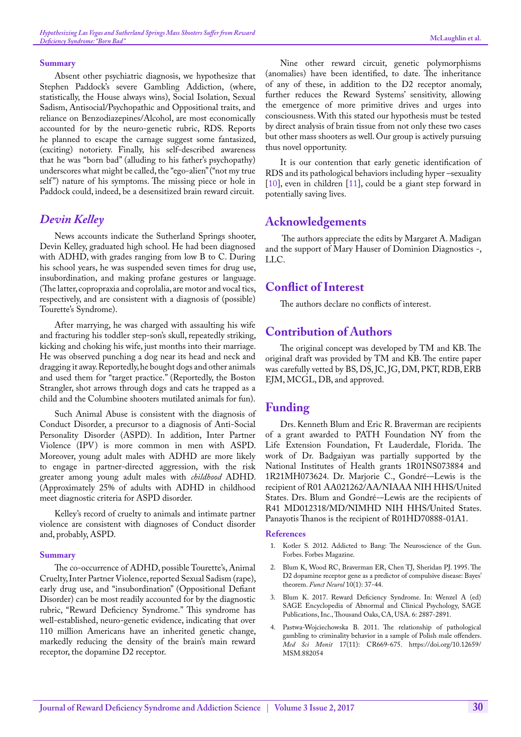### Summary

Absent other psychiatric diagnosis, we hypothesize that Stephen Paddock's severe Gambling Addiction, (where, statistically, the House always wins), Social Isolation, Sexual Sadism, Antisocial/Psychopathic and Oppositional traits, and reliance on Benzodiazepines/Alcohol, are most economically accounted for by the neuro-genetic rubric, RDS. Reports he planned to escape the carnage suggest some fantasized, (exciting) notoriety. Finally, his self-described awareness that he was "born bad" (alluding to his father's psychopathy) underscores what might be called, the "ego-alien" ("not my true self") nature of his symptoms. The missing piece or hole in Paddock could, indeed, be a desensitized brain reward circuit.

## Devin Kelley

News accounts indicate the Sutherland Springs shooter, Devin Kelley, graduated high school. He had been diagnosed with ADHD, with grades ranging from low B to C. During his school years, he was suspended seven times for drug use, insubordination, and making profane gestures or language. (The latter, copropraxia and coprolalia, are motor and vocal tics, respectively, and are consistent with a diagnosis of (possible) Tourette's Syndrome).

After marrying, he was charged with assaulting his wife and fracturing his toddler step-son's skull, repeatedly striking, kicking and choking his wife, just months into their marriage. He was observed punching a dog near its head and neck and dragging it away. Reportedly, he bought dogs and other animals and used them for "target practice." (Reportedly, the Boston Strangler, shot arrows through dogs and cats he trapped as a child and the Columbine shooters mutilated animals for fun).

Such Animal Abuse is consistent with the diagnosis of Conduct Disorder, a precursor to a diagnosis of Anti-Social Personality Disorder (ASPD). In addition, Inter Partner Violence (IPV) is more common in men with ASPD. Moreover, young adult males with ADHD are more likely to engage in partner-directed aggression, with the risk greater among young adult males with *childhood* ADHD. (Approximately 25% of adults with ADHD in childhood meet diagnostic criteria for ASPD disorder.

Kelley's record of cruelty to animals and intimate partner violence are consistent with diagnoses of Conduct disorder and, probably, ASPD.

### Summary

The co-occurrence of ADHD, possible Tourette's, Animal Cruelty, Inter Partner Violence, reported Sexual Sadism (rape), early drug use, and "insubordination" (Oppositional Defiant Disorder) can be most readily accounted for by the diagnostic rubric, "Reward Deficiency Syndrome." This syndrome has well-established, neuro-genetic evidence, indicating that over 110 million Americans have an inherited genetic change, markedly reducing the density of the brain's main reward receptor, the dopamine D2 receptor.

Nine other reward circuit, genetic polymorphisms (anomalies) have been identified, to date. The inheritance of any of these, in addition to the D2 receptor anomaly, further reduces the Reward Systems' sensitivity, allowing the emergence of more primitive drives and urges into consciousness. With this stated our hypothesis must be tested by direct analysis of brain tissue from not only these two cases but other mass shooters as well. Our group is actively pursuing thus novel opportunity.

It is our contention that early genetic identification of RDS and its pathological behaviors including hyper –sexuality [10], even in children [11], could be a giant step forward in potentially saving lives.

## Acknowledgements

The authors appreciate the edits by Margaret A. Madigan and the support of Mary Hauser of Dominion Diagnostics -, LLC.

## Conflict of Interest

The authors declare no conflicts of interest.

## Contribution of Authors

The original concept was developed by TM and KB. The original draft was provided by TM and KB. The entire paper was carefully vetted by BS, DS, JC, JG, DM, PKT, RDB, ERB EJM, MCGL, DB, and approved.

## Funding

Drs. Kenneth Blum and Eric R. Braverman are recipients of a grant awarded to PATH Foundation NY from the Life Extension Foundation, Ft Lauderdale, Florida. The work of Dr. Badgaiyan was partially supported by the National Institutes of Health grants 1R01NS073884 and 1R21MH073624. Dr. Marjorie C., Gondré-–Lewis is the recipient of R01 AA021262/AA/NIAAA NIH HHS/United States. Drs. Blum and Gondré-–Lewis are the recipients of R41 MD012318/MD/NIMHD NIH HHS/United States. Panayotis Thanos is the recipient of R01HD70888-01A1.

### References

1. Kotler S. 2012. Addicted to Bang: The Neuroscience of the Gun. Forbes. Forbes Magazine.
2. Blum K, Wood RC, Braverman ER, Chen TJ, Sheridan PJ. 1995. The D2 dopamine receptor gene as a predictor of compulsive disease: Bayes' theorem. *Funct Neurol* 10(1): 37-44.
3. Blum K. 2017. Reward Deficiency Syndrome. In: Wenzel A (ed) SAGE Encyclopedia of Abnormal and Clinical Psychology, SAGE Publications, Inc., Thousand Oaks, CA, USA. 6: 2887-2891.
4. Pastwa-Wojciechowska B. 2011. The relationship of pathological gambling to criminality behavior in a sample of Polish male offenders. *Med Sci Monit* 17(11): CR669-675. https://doi.org/10.12659/MSM.882054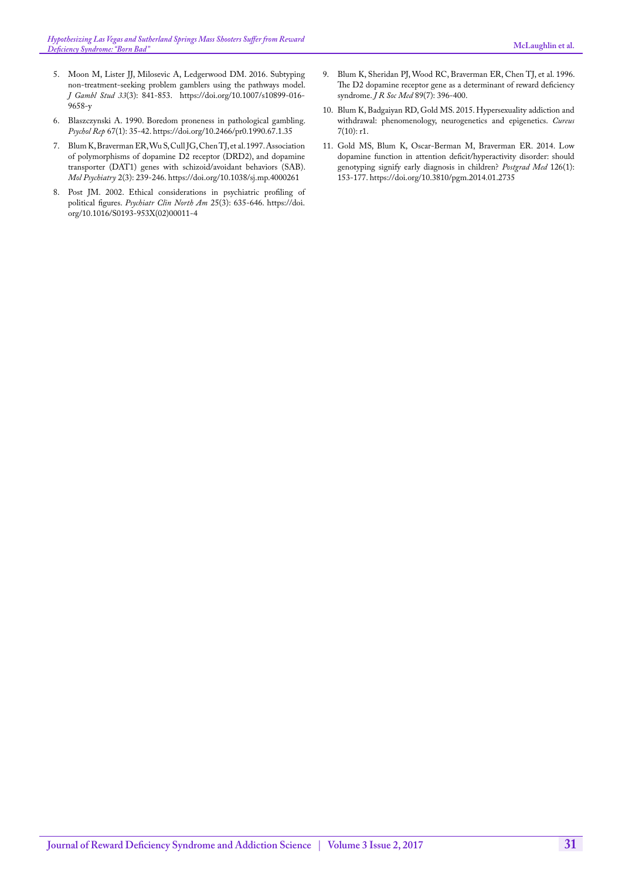5. Moon M, Lister JJ, Milosevic A, Ledgerwood DM. 2016. Subtyping non-treatment-seeking problem gamblers using the pathways model. *J Gambl Stud 33*(3): 841-853. https://doi.org/10.1007/s10899-016-9658-y

6. Blaszczynski A. 1990. Boredom proneness in pathological gambling. *Psychol Rep* 67(1): 35-42. https://doi.org/10.2466/pr0.1990.67.1.35

7. Blum K, Braverman ER, Wu S, Cull JG, Chen TJ, et al. 1997. Association of polymorphisms of dopamine D2 receptor (DRD2), and dopamine transporter (DAT1) genes with schizoid/avoidant behaviors (SAB). *Mol Psychiatry* 2(3): 239-246. https://doi.org/10.1038/sj.mp.4000261

8. Post JM. 2002. Ethical considerations in psychiatric profiling of political figures. *Psychiatr Clin North Am* 25(3): 635-646. https://doi.org/10.1016/S0193-953X(02)00011-4

9. Blum K, Sheridan PJ, Wood RC, Braverman ER, Chen TJ, et al. 1996. The D2 dopamine receptor gene as a determinant of reward deficiency syndrome. *J R Soc Med* 89(7): 396-400.

10. Blum K, Badgaiyan RD, Gold MS. 2015. Hypersexuality addiction and withdrawal: phenomenology, neurogenetics and epigenetics. *Cureus* 7(10): r1.

11. Gold MS, Blum K, Oscar-Berman M, Braverman ER. 2014. Low dopamine function in attention deficit/hyperactivity disorder: should genotyping signify early diagnosis in children? *Postgrad Med* 126(1): 153-177. https://doi.org/10.3810/pgm.2014.01.2735